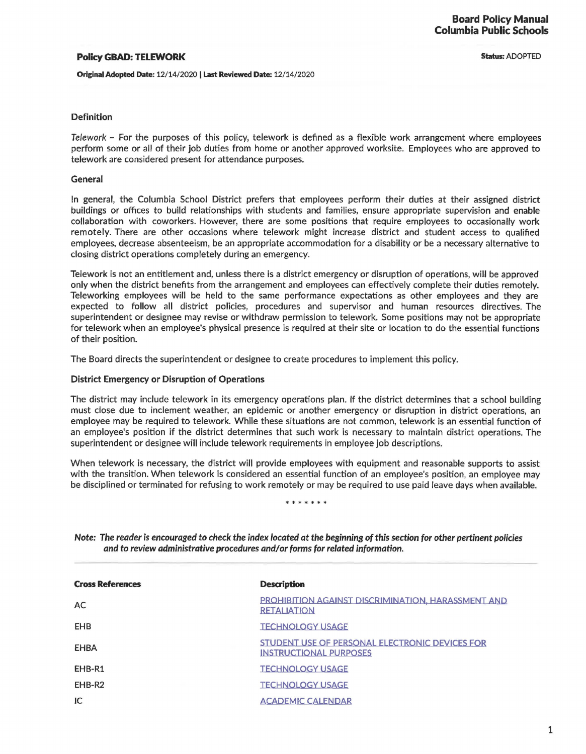# Policy GBAD: TELEWORK

**Status:** ADOPTED

**Original Adopted Date:** 12/14/2020 | **Last Reviewed Date:** 12/14/2020

### Definition

*Telework* – For the purposes of this policy, telework is defined as a flexible work arrangement where employees perform some or all of their job duties from home or another approved worksite. Employees who are approved to telework are considered present for attendance purposes.

### General

In general, the Columbia School District prefers that employees perform their duties at their assigned district buildings or offices to build relationships with students and families, ensure appropriate supervision and enable collaboration with coworkers. However, there are some positions that require employees to occasionally work remotely. There are other occasions where telework might increase district and student access to qualified employees, decrease absenteeism, be an appropriate accommodation for a disability or be a necessary alternative to closing district operations completely during an emergency.

Telework is not an entitlement and, unless there is a district emergency or disruption of operations, will be approved only when the district benefits from the arrangement and employees can effectively complete their duties remotely. Teleworking employees will be held to the same performance expectations as other employees and they are expected to follow all district policies, procedures and supervisor and human resources directives. The superintendent or designee may revise or withdraw permission to telework. Some positions may not be appropriate for telework when an employee's physical presence is required at their site or location to do the essential functions of their position.

The Board directs the superintendent or designee to create procedures to implement this policy.

### District Emergency or Disruption of Operations

The district may include telework in its emergency operations plan. If the district determines that a school building must close due to inclement weather, an epidemic or another emergency or disruption in district operations, an employee may be required to telework. While these situations are not common, telework is an essential function of an employee's position if the district determines that such work is necessary to maintain district operations. The superintendent or designee will include telework requirements in employee job descriptions.

When telework is necessary, the district will provide employees with equipment and reasonable supports to assist with the transition. When telework is considered an essential function of an employee's position, an employee may be disciplined or terminated for refusing to work remotely or may be required to use paid leave days when available.

\* \* \* \* \* \* \*

***Note:** The reader is encouraged to check the index located at the beginning of this section for other pertinent policies and to review administrative procedures and/or forms for related information.*

| Cross References | Description |
|---|---|
| AC | PROHIBITION AGAINST DISCRIMINATION, HARASSMENT AND RETALIATION |
| EHB | TECHNOLOGY USAGE |
| EHBA | STUDENT USE OF PERSONAL ELECTRONIC DEVICES FOR INSTRUCTIONAL PURPOSES |
| EHB-R1 | TECHNOLOGY USAGE |
| EHB-R2 | TECHNOLOGY USAGE |
| IC | ACADEMIC CALENDAR |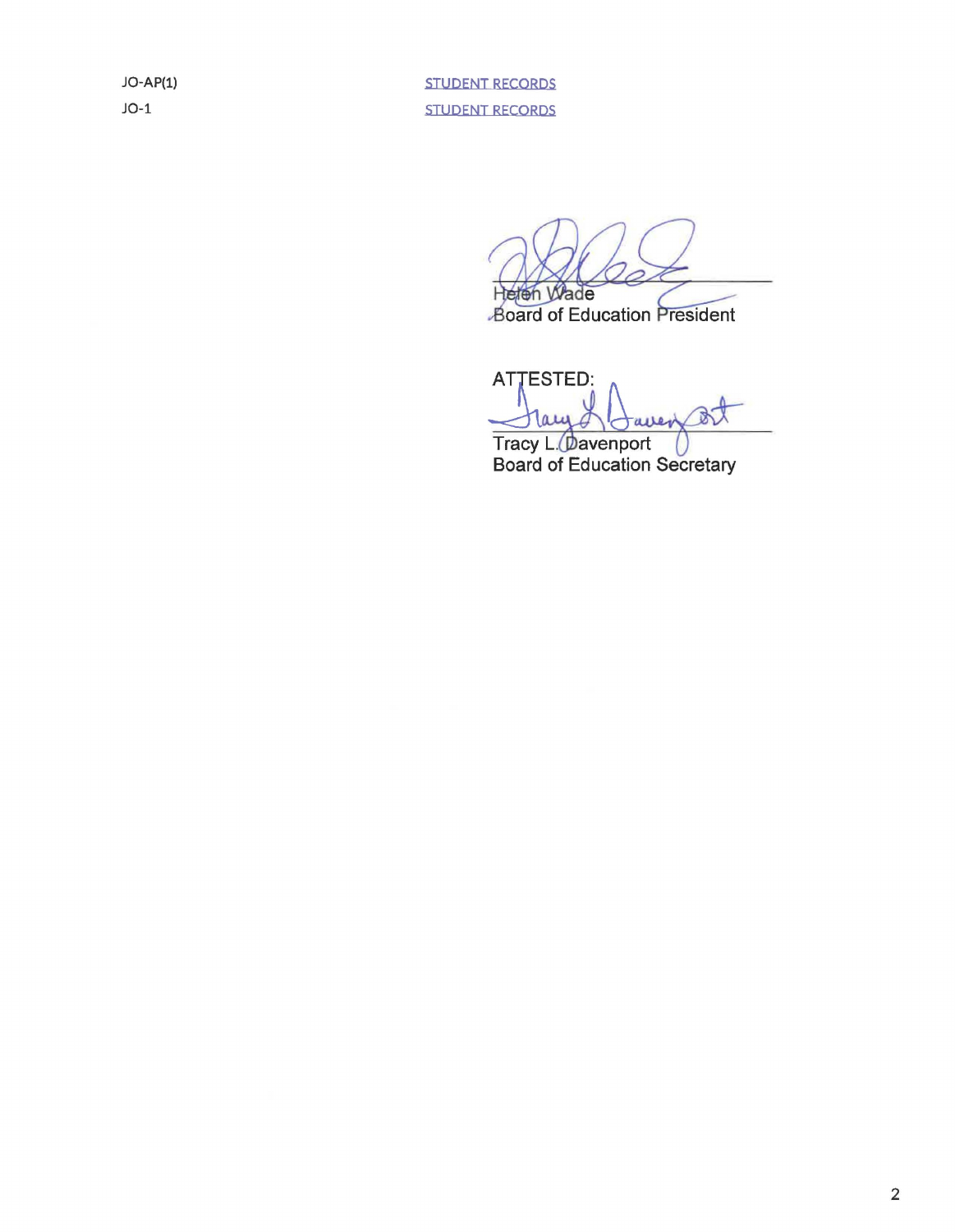JO-AP(1) STUDENT RECORDS

JO-1 STUDENT RECORDS

Helen Wade
Board of Education President

ATTESTED:

Tracy L. Davenport
Board of Education Secretary